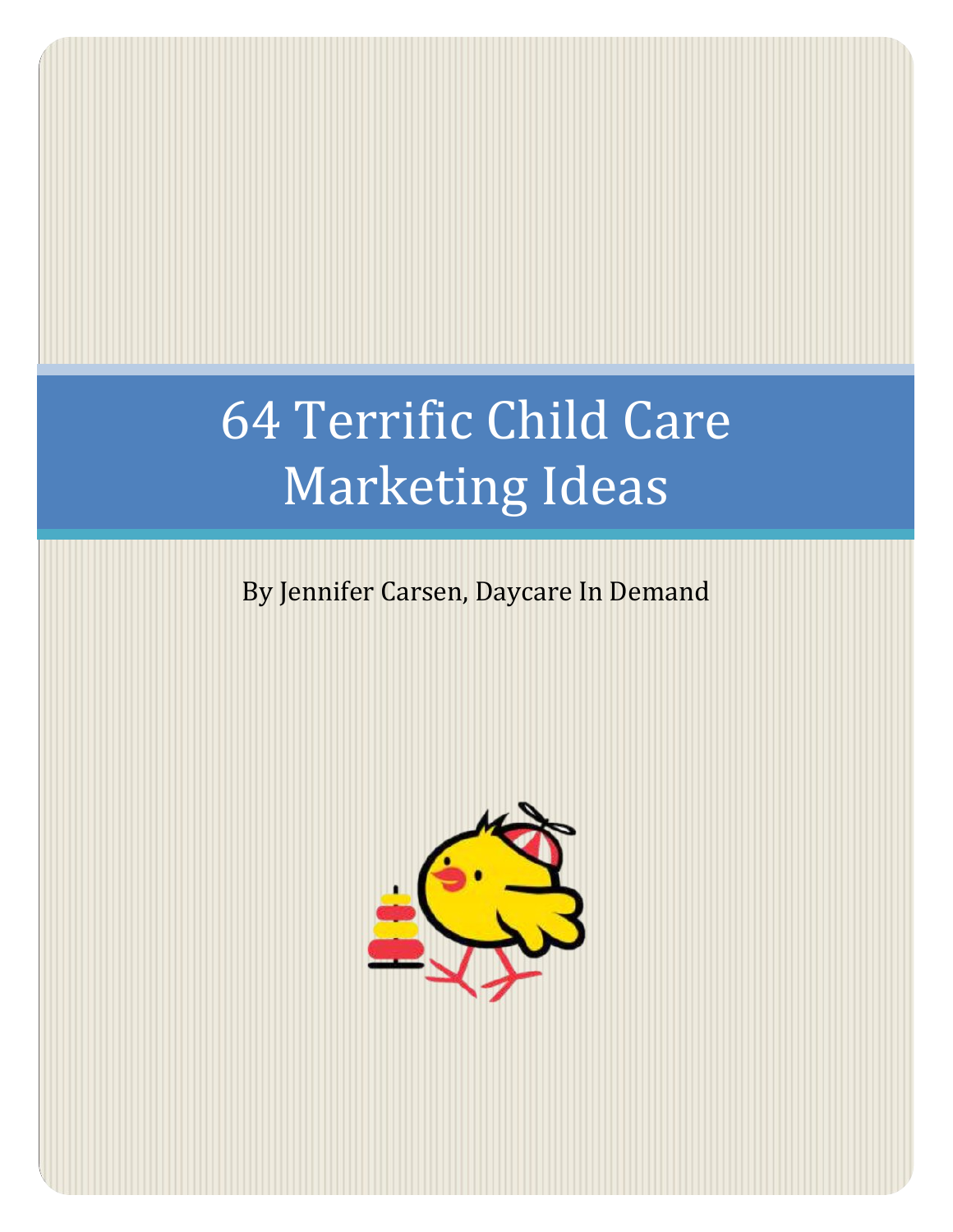# 64 Terrific Child Care Marketing Ideas

By Jennifer Carsen, Daycare In Demand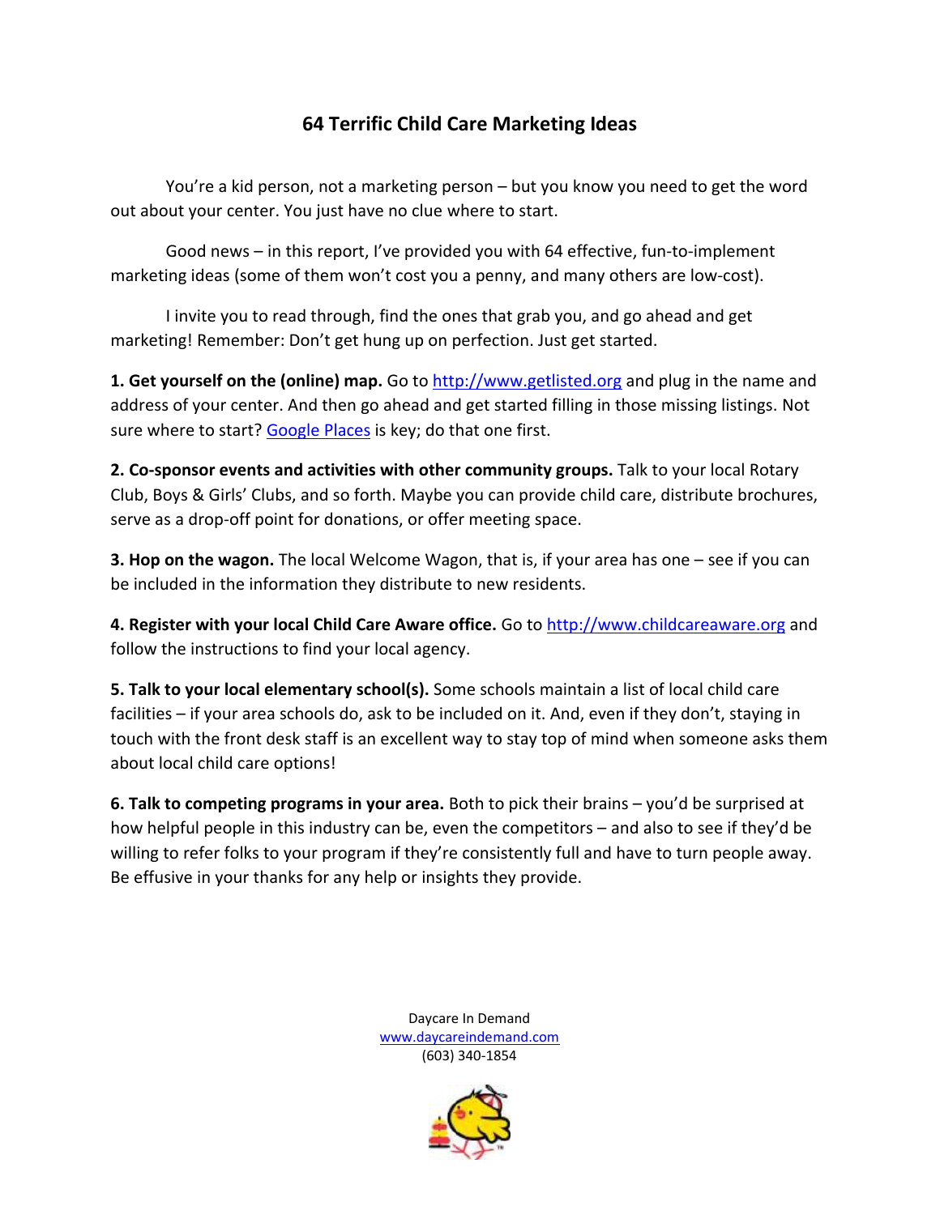# 64 Terrific Child Care Marketing Ideas

You're a kid person, not a marketing person – but you know you need to get the word out about your center. You just have no clue where to start.

Good news – in this report, I've provided you with 64 effective, fun-to-implement marketing ideas (some of them won't cost you a penny, and many others are low-cost).

I invite you to read through, find the ones that grab you, and go ahead and get marketing! Remember: Don't get hung up on perfection. Just get started.

**1. Get yourself on the (online) map.** Go to [http://www.getlisted.org](http://www.getlisted.org) and plug in the name and address of your center. And then go ahead and get started filling in those missing listings. Not sure where to start? Google Places is key; do that one first.

**2. Co-sponsor events and activities with other community groups.** Talk to your local Rotary Club, Boys & Girls' Clubs, and so forth. Maybe you can provide child care, distribute brochures, serve as a drop-off point for donations, or offer meeting space.

**3. Hop on the wagon.** The local Welcome Wagon, that is, if your area has one – see if you can be included in the information they distribute to new residents.

**4. Register with your local Child Care Aware office.** Go to [http://www.childcareaware.org](http://www.childcareaware.org) and follow the instructions to find your local agency.

**5. Talk to your local elementary school(s).** Some schools maintain a list of local child care facilities – if your area schools do, ask to be included on it. And, even if they don't, staying in touch with the front desk staff is an excellent way to stay top of mind when someone asks them about local child care options!

**6. Talk to competing programs in your area.** Both to pick their brains – you'd be surprised at how helpful people in this industry can be, even the competitors – and also to see if they'd be willing to refer folks to your program if they're consistently full and have to turn people away. Be effusive in your thanks for any help or insights they provide.

Daycare In Demand
www.daycareindemand.com
(603) 340-1854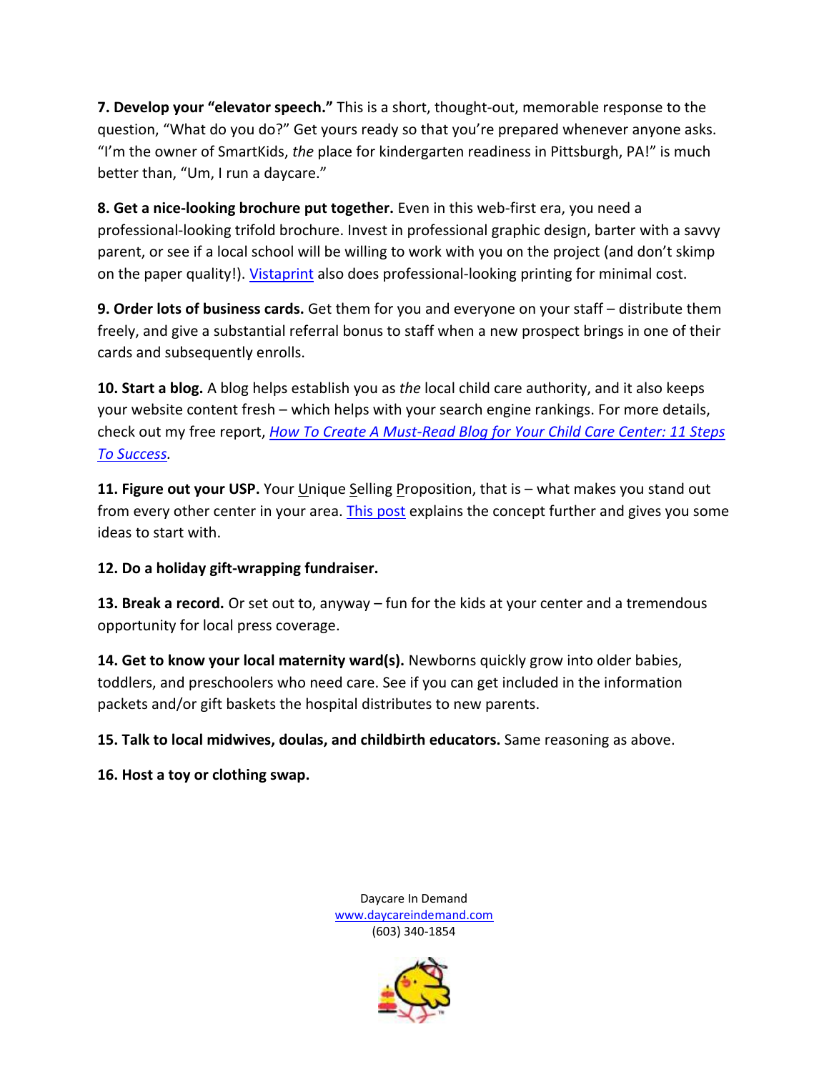**7. Develop your "elevator speech."** This is a short, thought-out, memorable response to the question, "What do you do?" Get yours ready so that you're prepared whenever anyone asks. "I'm the owner of SmartKids, *the* place for kindergarten readiness in Pittsburgh, PA!" is much better than, "Um, I run a daycare."

**8. Get a nice-looking brochure put together.** Even in this web-first era, you need a professional-looking trifold brochure. Invest in professional graphic design, barter with a savvy parent, or see if a local school will be willing to work with you on the project (and don't skimp on the paper quality!). Vistaprint also does professional-looking printing for minimal cost.

**9. Order lots of business cards.** Get them for you and everyone on your staff – distribute them freely, and give a substantial referral bonus to staff when a new prospect brings in one of their cards and subsequently enrolls.

**10. Start a blog.** A blog helps establish you as *the* local child care authority, and it also keeps your website content fresh – which helps with your search engine rankings. For more details, check out my free report, *How To Create A Must-Read Blog for Your Child Care Center: 11 Steps To Success.*

**11. Figure out your USP.** Your Unique Selling Proposition, that is – what makes you stand out from every other center in your area. This post explains the concept further and gives you some ideas to start with.

**12. Do a holiday gift-wrapping fundraiser.**

**13. Break a record.** Or set out to, anyway – fun for the kids at your center and a tremendous opportunity for local press coverage.

**14. Get to know your local maternity ward(s).** Newborns quickly grow into older babies, toddlers, and preschoolers who need care. See if you can get included in the information packets and/or gift baskets the hospital distributes to new parents.

**15. Talk to local midwives, doulas, and childbirth educators.** Same reasoning as above.

**16. Host a toy or clothing swap.**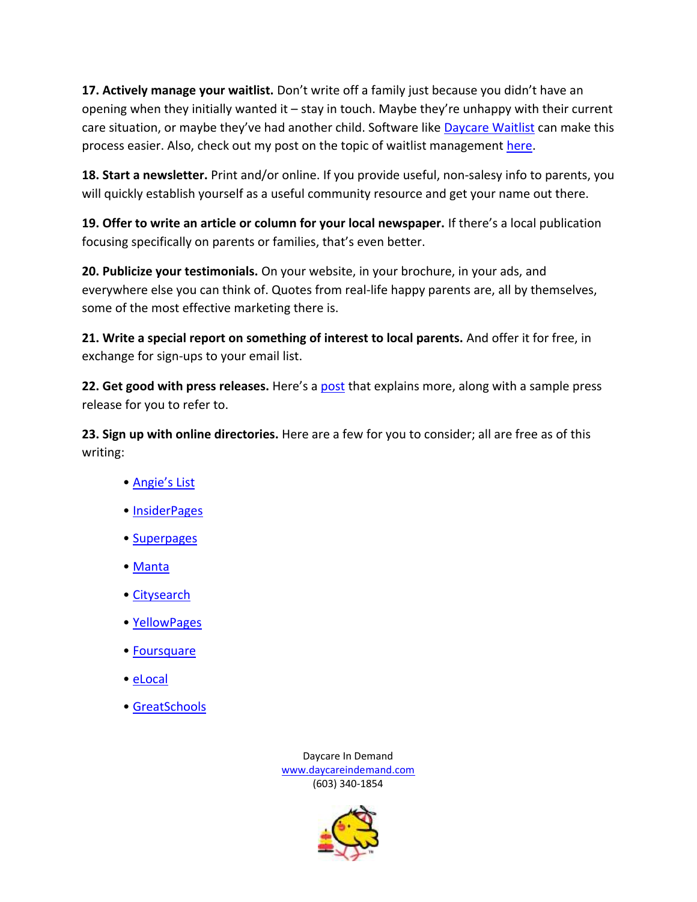**17. Actively manage your waitlist.** Don't write off a family just because you didn't have an opening when they initially wanted it – stay in touch. Maybe they're unhappy with their current care situation, or maybe they've had another child. Software like Daycare Waitlist can make this process easier. Also, check out my post on the topic of waitlist management here.

**18. Start a newsletter.** Print and/or online. If you provide useful, non-salesy info to parents, you will quickly establish yourself as a useful community resource and get your name out there.

**19. Offer to write an article or column for your local newspaper.** If there's a local publication focusing specifically on parents or families, that's even better.

**20. Publicize your testimonials.** On your website, in your brochure, in your ads, and everywhere else you can think of. Quotes from real-life happy parents are, all by themselves, some of the most effective marketing there is.

**21. Write a special report on something of interest to local parents.** And offer it for free, in exchange for sign-ups to your email list.

**22. Get good with press releases.** Here's a post that explains more, along with a sample press release for you to refer to.

**23. Sign up with online directories.** Here are a few for you to consider; all are free as of this writing:

- Angie's List
- InsiderPages
- Superpages
- Manta
- Citysearch
- YellowPages
- Foursquare
- eLocal
- GreatSchools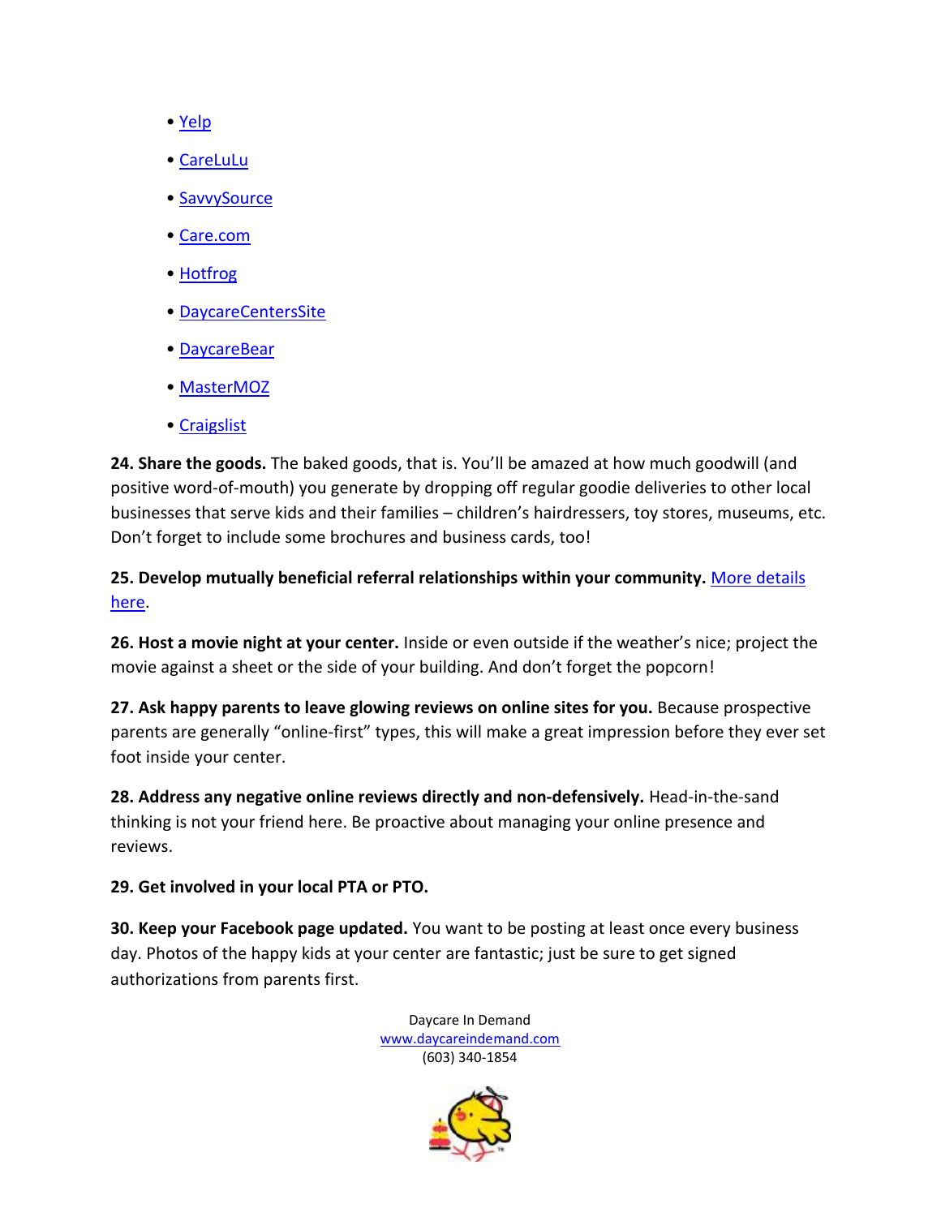- Yelp
- CareLuLu
- SavvySource
- Care.com
- Hotfrog
- DaycareCentersSite
- DaycareBear
- MasterMOZ
- Craigslist

**24. Share the goods.** The baked goods, that is. You'll be amazed at how much goodwill (and positive word-of-mouth) you generate by dropping off regular goodie deliveries to other local businesses that serve kids and their families – children's hairdressers, toy stores, museums, etc. Don't forget to include some brochures and business cards, too!

**25. Develop mutually beneficial referral relationships within your community.** More details here.

**26. Host a movie night at your center.** Inside or even outside if the weather's nice; project the movie against a sheet or the side of your building. And don't forget the popcorn!

**27. Ask happy parents to leave glowing reviews on online sites for you.** Because prospective parents are generally "online-first" types, this will make a great impression before they ever set foot inside your center.

**28. Address any negative online reviews directly and non-defensively.** Head-in-the-sand thinking is not your friend here. Be proactive about managing your online presence and reviews.

**29. Get involved in your local PTA or PTO.**

**30. Keep your Facebook page updated.** You want to be posting at least once every business day. Photos of the happy kids at your center are fantastic; just be sure to get signed authorizations from parents first.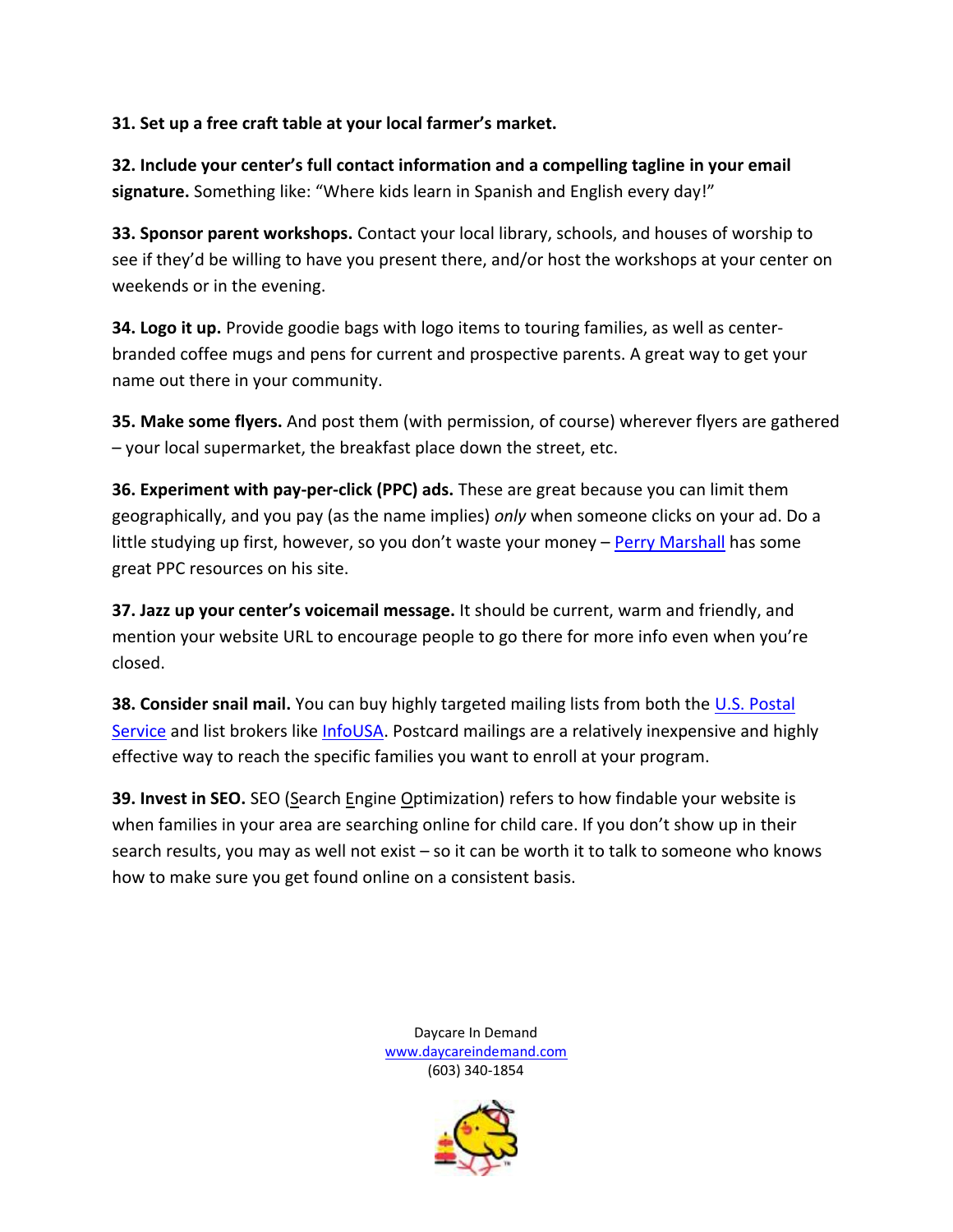**31. Set up a free craft table at your local farmer's market.**

**32. Include your center's full contact information and a compelling tagline in your email signature.** Something like: "Where kids learn in Spanish and English every day!"

**33. Sponsor parent workshops.** Contact your local library, schools, and houses of worship to see if they'd be willing to have you present there, and/or host the workshops at your center on weekends or in the evening.

**34. Logo it up.** Provide goodie bags with logo items to touring families, as well as center-branded coffee mugs and pens for current and prospective parents. A great way to get your name out there in your community.

**35. Make some flyers.** And post them (with permission, of course) wherever flyers are gathered – your local supermarket, the breakfast place down the street, etc.

**36. Experiment with pay-per-click (PPC) ads.** These are great because you can limit them geographically, and you pay (as the name implies) *only* when someone clicks on your ad. Do a little studying up first, however, so you don't waste your money – Perry Marshall has some great PPC resources on his site.

**37. Jazz up your center's voicemail message.** It should be current, warm and friendly, and mention your website URL to encourage people to go there for more info even when you're closed.

**38. Consider snail mail.** You can buy highly targeted mailing lists from both the U.S. Postal Service and list brokers like InfoUSA. Postcard mailings are a relatively inexpensive and highly effective way to reach the specific families you want to enroll at your program.

**39. Invest in SEO.** SEO (Search Engine Optimization) refers to how findable your website is when families in your area are searching online for child care. If you don't show up in their search results, you may as well not exist – so it can be worth it to talk to someone who knows how to make sure you get found online on a consistent basis.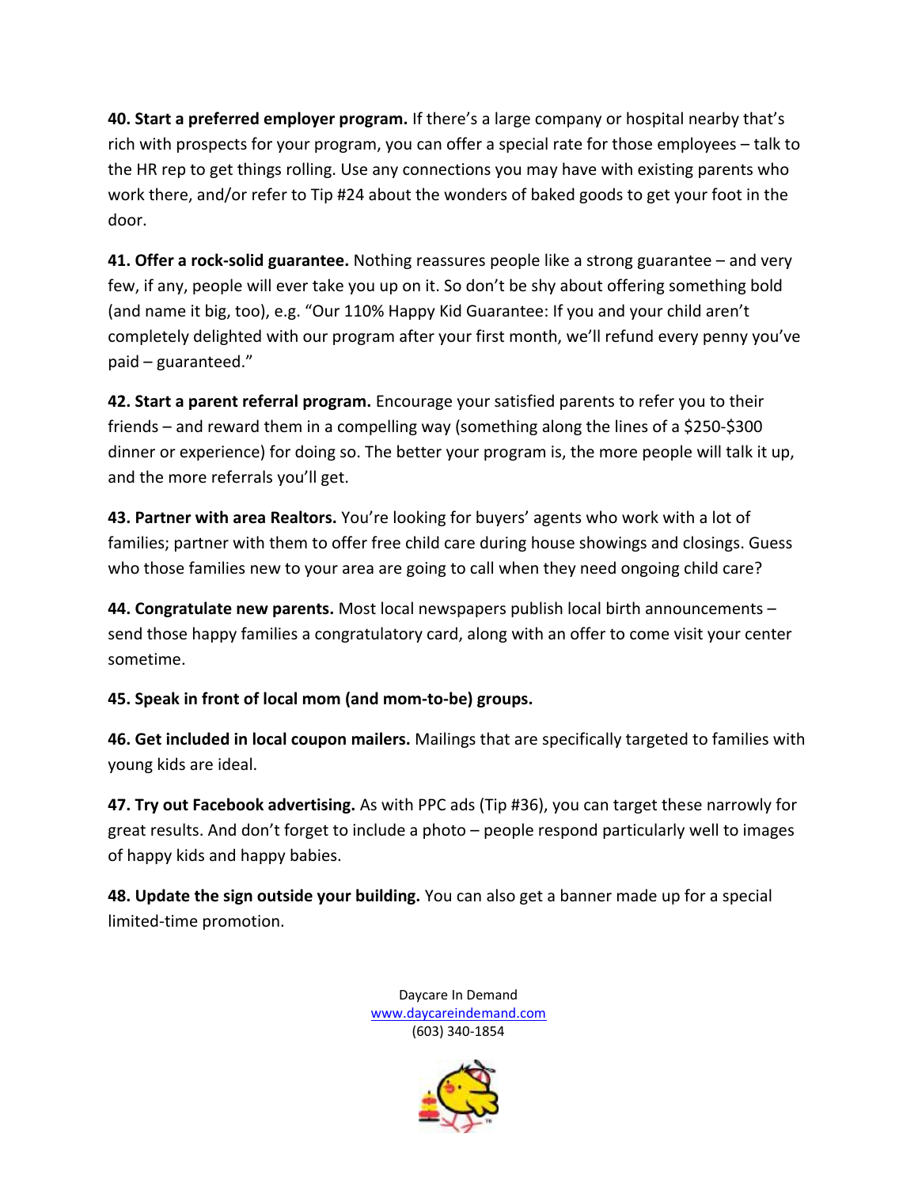**40. Start a preferred employer program.** If there's a large company or hospital nearby that's rich with prospects for your program, you can offer a special rate for those employees – talk to the HR rep to get things rolling. Use any connections you may have with existing parents who work there, and/or refer to Tip #24 about the wonders of baked goods to get your foot in the door.

**41. Offer a rock-solid guarantee.** Nothing reassures people like a strong guarantee – and very few, if any, people will ever take you up on it. So don't be shy about offering something bold (and name it big, too), e.g. "Our 110% Happy Kid Guarantee: If you and your child aren't completely delighted with our program after your first month, we'll refund every penny you've paid – guaranteed."

**42. Start a parent referral program.** Encourage your satisfied parents to refer you to their friends – and reward them in a compelling way (something along the lines of a $250-$300 dinner or experience) for doing so. The better your program is, the more people will talk it up, and the more referrals you'll get.

**43. Partner with area Realtors.** You're looking for buyers' agents who work with a lot of families; partner with them to offer free child care during house showings and closings. Guess who those families new to your area are going to call when they need ongoing child care?

**44. Congratulate new parents.** Most local newspapers publish local birth announcements – send those happy families a congratulatory card, along with an offer to come visit your center sometime.

**45. Speak in front of local mom (and mom-to-be) groups.**

**46. Get included in local coupon mailers.** Mailings that are specifically targeted to families with young kids are ideal.

**47. Try out Facebook advertising.** As with PPC ads (Tip #36), you can target these narrowly for great results. And don't forget to include a photo – people respond particularly well to images of happy kids and happy babies.

**48. Update the sign outside your building.** You can also get a banner made up for a special limited-time promotion.

Daycare In Demand
www.daycareindemand.com
(603) 340-1854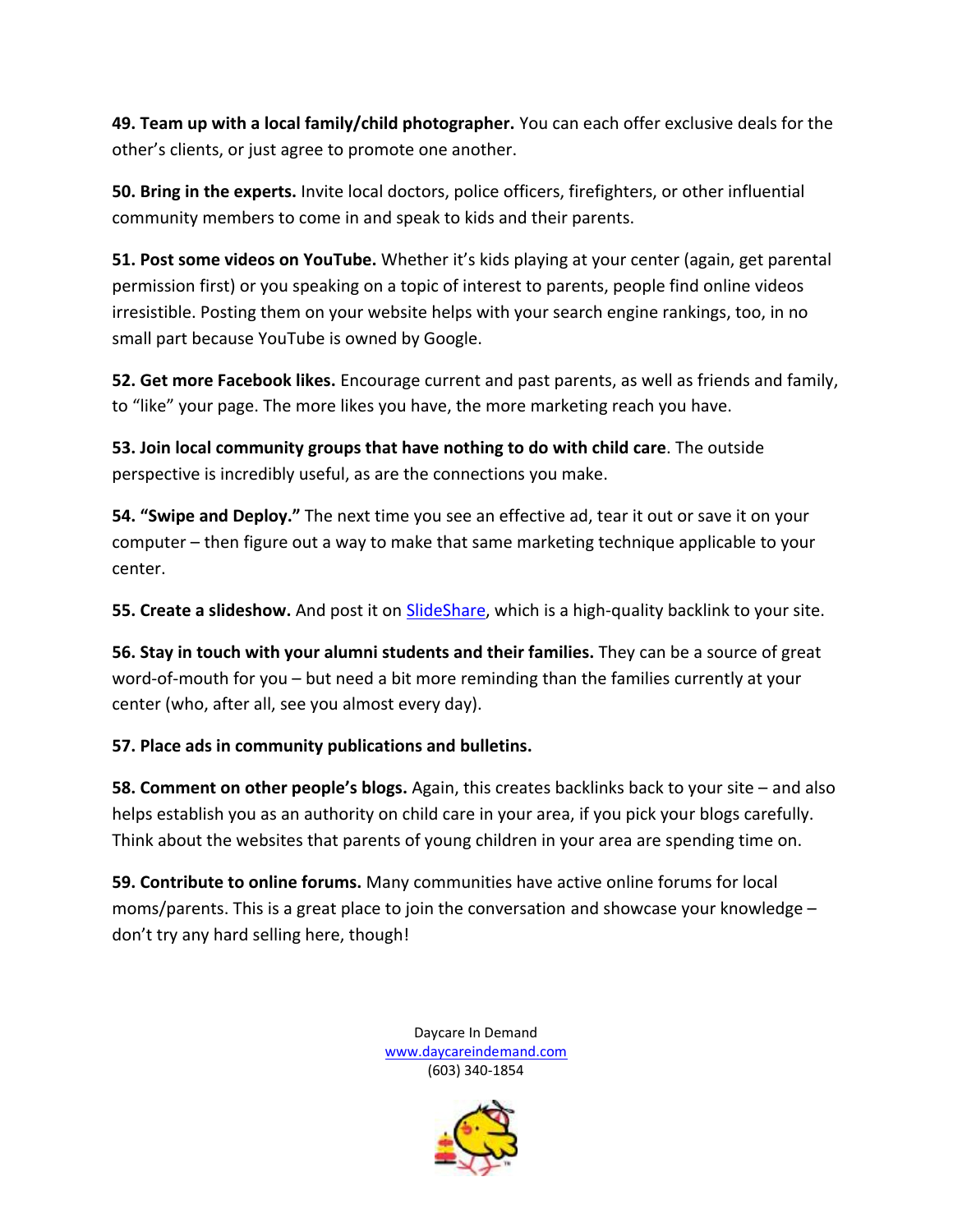**49. Team up with a local family/child photographer.** You can each offer exclusive deals for the other's clients, or just agree to promote one another.

**50. Bring in the experts.** Invite local doctors, police officers, firefighters, or other influential community members to come in and speak to kids and their parents.

**51. Post some videos on YouTube.** Whether it's kids playing at your center (again, get parental permission first) or you speaking on a topic of interest to parents, people find online videos irresistible. Posting them on your website helps with your search engine rankings, too, in no small part because YouTube is owned by Google.

**52. Get more Facebook likes.** Encourage current and past parents, as well as friends and family, to "like" your page. The more likes you have, the more marketing reach you have.

**53. Join local community groups that have nothing to do with child care**. The outside perspective is incredibly useful, as are the connections you make.

**54. "Swipe and Deploy."** The next time you see an effective ad, tear it out or save it on your computer – then figure out a way to make that same marketing technique applicable to your center.

**55. Create a slideshow.** And post it on SlideShare, which is a high-quality backlink to your site.

**56. Stay in touch with your alumni students and their families.** They can be a source of great word-of-mouth for you – but need a bit more reminding than the families currently at your center (who, after all, see you almost every day).

**57. Place ads in community publications and bulletins.**

**58. Comment on other people's blogs.** Again, this creates backlinks back to your site – and also helps establish you as an authority on child care in your area, if you pick your blogs carefully. Think about the websites that parents of young children in your area are spending time on.

**59. Contribute to online forums.** Many communities have active online forums for local moms/parents. This is a great place to join the conversation and showcase your knowledge – don't try any hard selling here, though!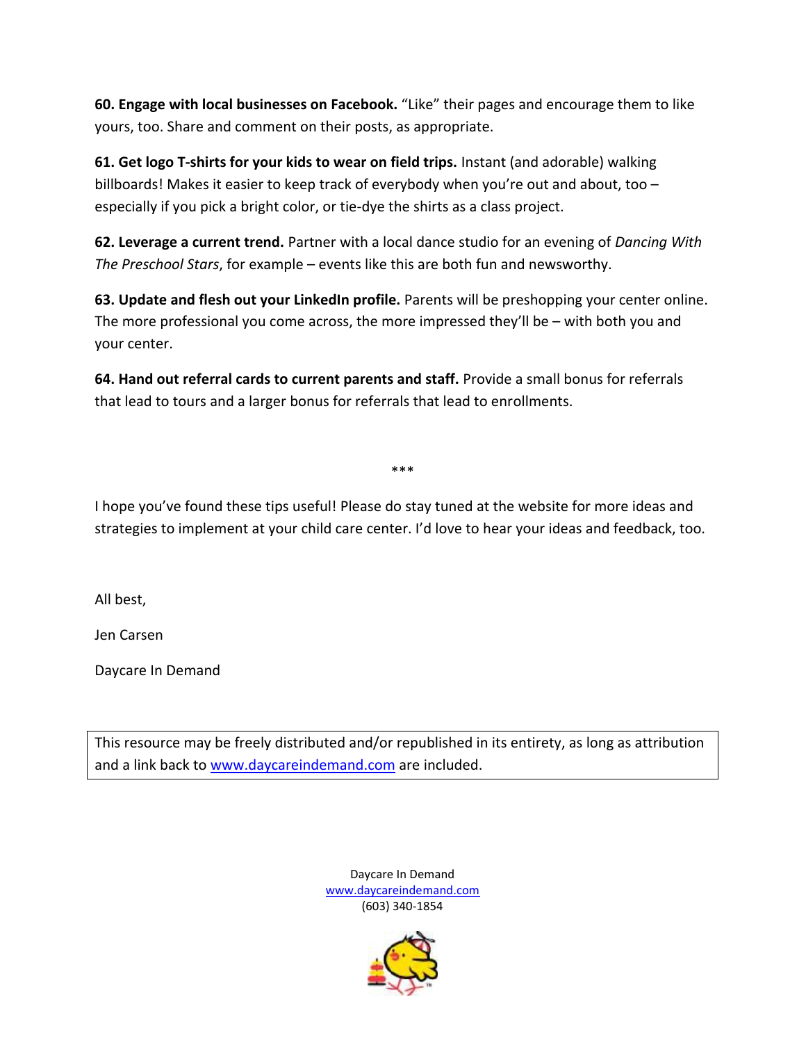**60. Engage with local businesses on Facebook.** "Like" their pages and encourage them to like yours, too. Share and comment on their posts, as appropriate.

**61. Get logo T-shirts for your kids to wear on field trips.** Instant (and adorable) walking billboards! Makes it easier to keep track of everybody when you're out and about, too – especially if you pick a bright color, or tie-dye the shirts as a class project.

**62. Leverage a current trend.** Partner with a local dance studio for an evening of *Dancing With The Preschool Stars*, for example – events like this are both fun and newsworthy.

**63. Update and flesh out your LinkedIn profile.** Parents will be preshopping your center online. The more professional you come across, the more impressed they'll be – with both you and your center.

**64. Hand out referral cards to current parents and staff.** Provide a small bonus for referrals that lead to tours and a larger bonus for referrals that lead to enrollments.

***

I hope you've found these tips useful! Please do stay tuned at the website for more ideas and strategies to implement at your child care center. I'd love to hear your ideas and feedback, too.

All best,

Jen Carsen

Daycare In Demand

This resource may be freely distributed and/or republished in its entirety, as long as attribution and a link back to [www.daycareindemand.com](http://www.daycareindemand.com) are included.

Daycare In Demand
[www.daycareindemand.com](http://www.daycareindemand.com)
(603) 340-1854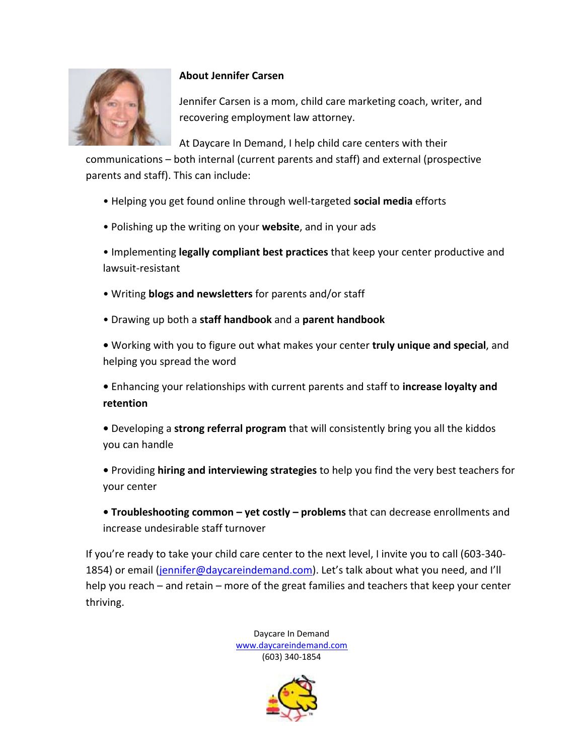## About Jennifer Carsen

Jennifer Carsen is a mom, child care marketing coach, writer, and recovering employment law attorney.

At Daycare In Demand, I help child care centers with their communications – both internal (current parents and staff) and external (prospective parents and staff). This can include:

- Helping you get found online through well-targeted **social media** efforts
- Polishing up the writing on your **website**, and in your ads
- Implementing **legally compliant best practices** that keep your center productive and lawsuit-resistant
- Writing **blogs and newsletters** for parents and/or staff
- Drawing up both a **staff handbook** and a **parent handbook**
- Working with you to figure out what makes your center **truly unique and special**, and helping you spread the word
- Enhancing your relationships with current parents and staff to **increase loyalty and retention**
- Developing a **strong referral program** that will consistently bring you all the kiddos you can handle
- Providing **hiring and interviewing strategies** to help you find the very best teachers for your center
- **Troubleshooting common – yet costly – problems** that can decrease enrollments and increase undesirable staff turnover

If you're ready to take your child care center to the next level, I invite you to call (603-340-1854) or email (jennifer@daycareindemand.com). Let's talk about what you need, and I'll help you reach – and retain – more of the great families and teachers that keep your center thriving.

Daycare In Demand
www.daycareindemand.com
(603) 340-1854